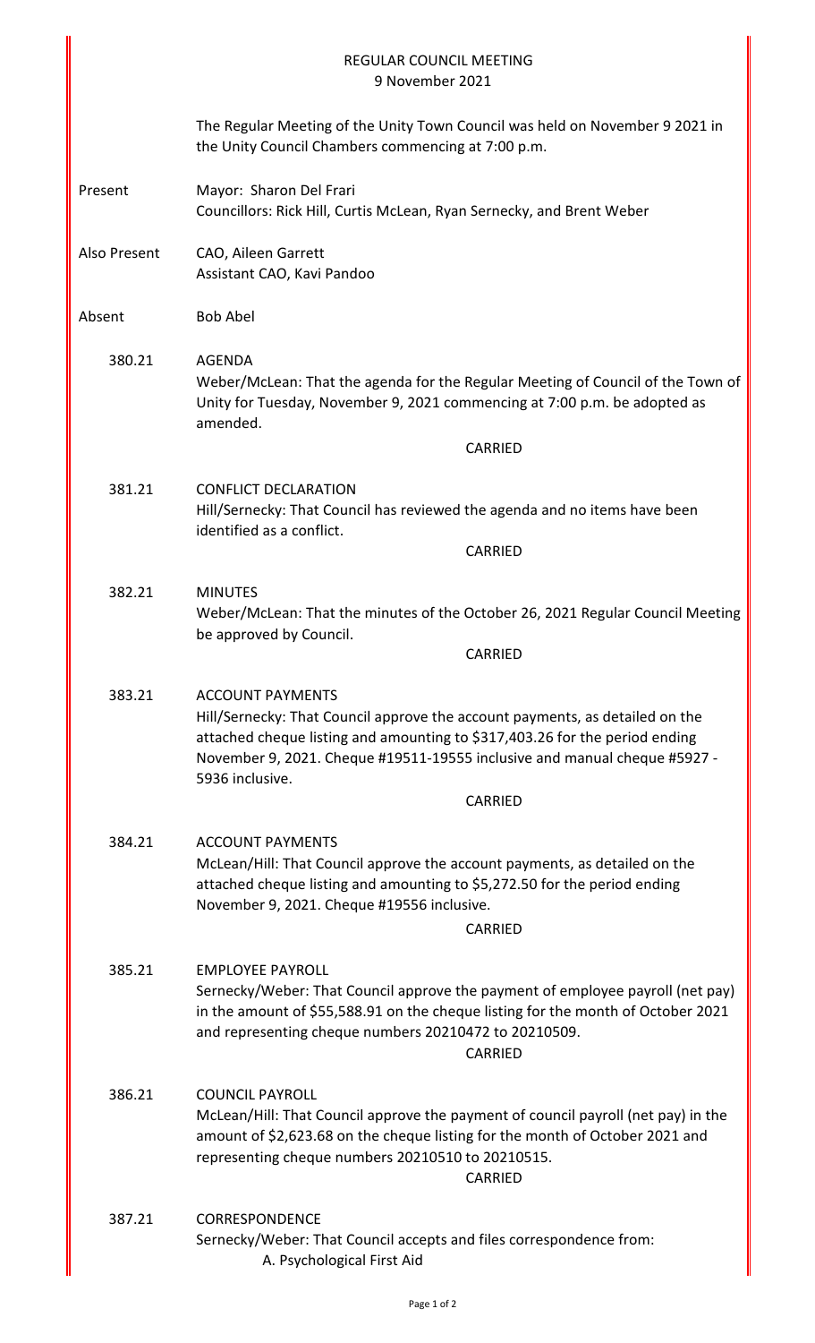# REGULAR COUNCIL MEETING
9 November 2021

The Regular Meeting of the Unity Town Council was held on November 9 2021 in the Unity Council Chambers commencing at 7:00 p.m.

**Present**
Mayor: Sharon Del Frari
Councillors: Rick Hill, Curtis McLean, Ryan Sernecky, and Brent Weber

**Also Present**
CAO, Aileen Garrett
Assistant CAO, Kavi Pandoo

**Absent**
Bob Abel

**380.21 AGENDA**
Weber/McLean: That the agenda for the Regular Meeting of Council of the Town of Unity for Tuesday, November 9, 2021 commencing at 7:00 p.m. be adopted as amended.

CARRIED

**381.21 CONFLICT DECLARATION**
Hill/Sernecky: That Council has reviewed the agenda and no items have been identified as a conflict.

CARRIED

**382.21 MINUTES**
Weber/McLean: That the minutes of the October 26, 2021 Regular Council Meeting be approved by Council.

CARRIED

**383.21 ACCOUNT PAYMENTS**
Hill/Sernecky: That Council approve the account payments, as detailed on the attached cheque listing and amounting to $317,403.26 for the period ending November 9, 2021. Cheque #19511-19555 inclusive and manual cheque #5927 - 5936 inclusive.

CARRIED

**384.21 ACCOUNT PAYMENTS**
McLean/Hill: That Council approve the account payments, as detailed on the attached cheque listing and amounting to $5,272.50 for the period ending November 9, 2021. Cheque #19556 inclusive.

CARRIED

**385.21 EMPLOYEE PAYROLL**
Sernecky/Weber: That Council approve the payment of employee payroll (net pay) in the amount of $55,588.91 on the cheque listing for the month of October 2021 and representing cheque numbers 20210472 to 20210509.

CARRIED

**386.21 COUNCIL PAYROLL**
McLean/Hill: That Council approve the payment of council payroll (net pay) in the amount of $2,623.68 on the cheque listing for the month of October 2021 and representing cheque numbers 20210510 to 20210515.

CARRIED

**387.21 CORRESPONDENCE**
Sernecky/Weber: That Council accepts and files correspondence from:

A. Psychological First Aid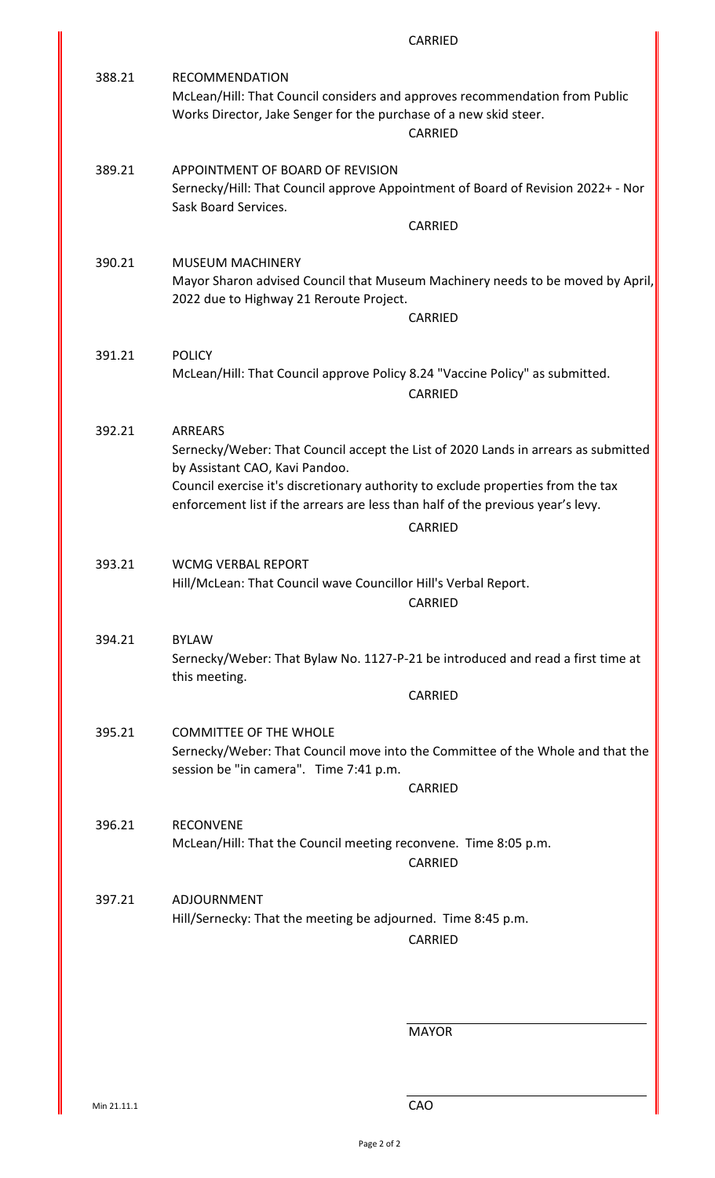CARRIED

388.21 RECOMMENDATION
McLean/Hill: That Council considers and approves recommendation from Public Works Director, Jake Senger for the purchase of a new skid steer.

CARRIED

389.21 APPOINTMENT OF BOARD OF REVISION
Sernecky/Hill: That Council approve Appointment of Board of Revision 2022+ - Nor Sask Board Services.

CARRIED

390.21 MUSEUM MACHINERY
Mayor Sharon advised Council that Museum Machinery needs to be moved by April, 2022 due to Highway 21 Reroute Project.

CARRIED

391.21 POLICY
McLean/Hill: That Council approve Policy 8.24 "Vaccine Policy" as submitted.

CARRIED

392.21 ARREARS
Sernecky/Weber: That Council accept the List of 2020 Lands in arrears as submitted by Assistant CAO, Kavi Pandoo.
Council exercise it's discretionary authority to exclude properties from the tax enforcement list if the arrears are less than half of the previous year's levy.

CARRIED

393.21 WCMG VERBAL REPORT
Hill/McLean: That Council wave Councillor Hill's Verbal Report.

CARRIED

394.21 BYLAW
Sernecky/Weber: That Bylaw No. 1127-P-21 be introduced and read a first time at this meeting.

CARRIED

395.21 COMMITTEE OF THE WHOLE
Sernecky/Weber: That Council move into the Committee of the Whole and that the session be "in camera". Time 7:41 p.m.

CARRIED

396.21 RECONVENE
McLean/Hill: That the Council meeting reconvene. Time 8:05 p.m.

CARRIED

397.21 ADJOURNMENT
Hill/Sernecky: That the meeting be adjourned. Time 8:45 p.m.

CARRIED

MAYOR

Min 21.11.1

CAO